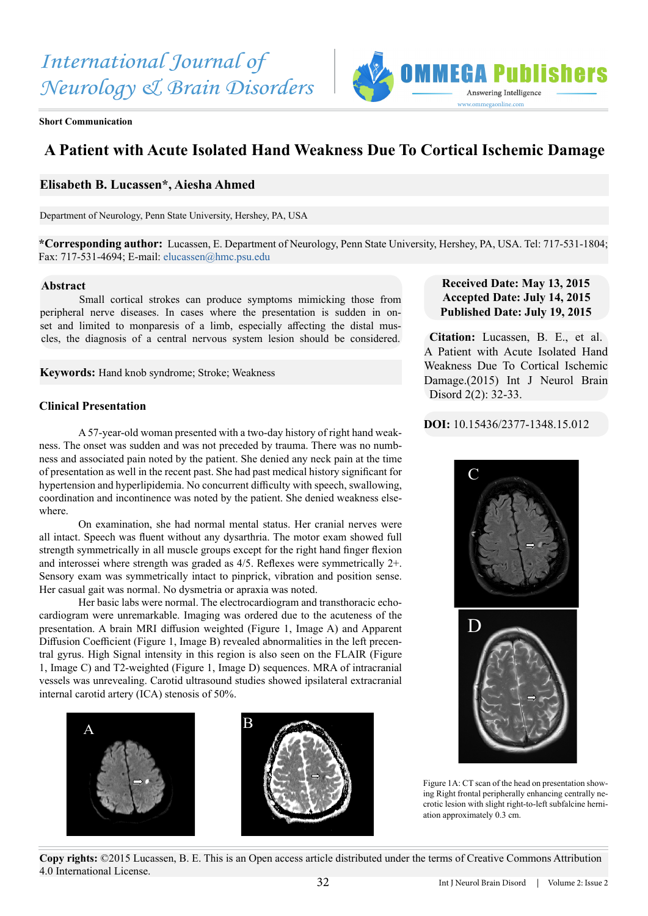Short Communication

# A Patient with Acute Isolated Hand Weakness Due To Cortical Ischemic Damage

**Elisabeth B. Lucassen*, Aiesha Ahmed**

Department of Neurology, Penn State University, Hershey, PA, USA

***Corresponding author:** Lucassen, E. Department of Neurology, Penn State University, Hershey, PA, USA. Tel: 717-531-1804; Fax: 717-531-4694; E-mail: elucassen@hmc.psu.edu

**Received Date: May 13, 2015**
**Accepted Date: July 14, 2015**
**Published Date: July 19, 2015**

**Citation:** Lucassen, B. E., et al. A Patient with Acute Isolated Hand Weakness Due To Cortical Ischemic Damage.(2015) Int J Neurol Brain Disord 2(2): 32-33.

**DOI:** 10.15436/2377-1348.15.012

## Abstract

Small cortical strokes can produce symptoms mimicking those from peripheral nerve diseases. In cases where the presentation is sudden in onset and limited to monparesis of a limb, especially affecting the distal muscles, the diagnosis of a central nervous system lesion should be considered.

**Keywords:** Hand knob syndrome; Stroke; Weakness

## Clinical Presentation

A 57-year-old woman presented with a two-day history of right hand weakness. The onset was sudden and was not preceded by trauma. There was no numbness and associated pain noted by the patient. She denied any neck pain at the time of presentation as well in the recent past. She had past medical history significant for hypertension and hyperlipidemia. No concurrent difficulty with speech, swallowing, coordination and incontinence was noted by the patient. She denied weakness elsewhere.

On examination, she had normal mental status. Her cranial nerves were all intact. Speech was fluent without any dysarthria. The motor exam showed full strength symmetrically in all muscle groups except for the right hand finger flexion and interossei where strength was graded as 4/5. Reflexes were symmetrically 2+. Sensory exam was symmetrically intact to pinprick, vibration and position sense. Her casual gait was normal. No dysmetria or apraxia was noted.

Her basic labs were normal. The electrocardiogram and transthoracic echocardiogram were unremarkable. Imaging was ordered due to the acuteness of the presentation. A brain MRI diffusion weighted (Figure 1, Image A) and Apparent Diffusion Coefficient (Figure 1, Image B) revealed abnormalities in the left precentral gyrus. High Signal intensity in this region is also seen on the FLAIR (Figure 1, Image C) and T2-weighted (Figure 1, Image D) sequences. MRA of intracranial vessels was unrevealing. Carotid ultrasound studies showed ipsilateral extracranial internal carotid artery (ICA) stenosis of 50%.

Figure 1A: CT scan of the head on presentation showing Right frontal peripherally enhancing centrally necrotic lesion with slight right-to-left subfalcine herniation approximately 0.3 cm.

**Copy rights:** ©2015 Lucassen, B. E. This is an Open access article distributed under the terms of Creative Commons Attribution 4.0 International License.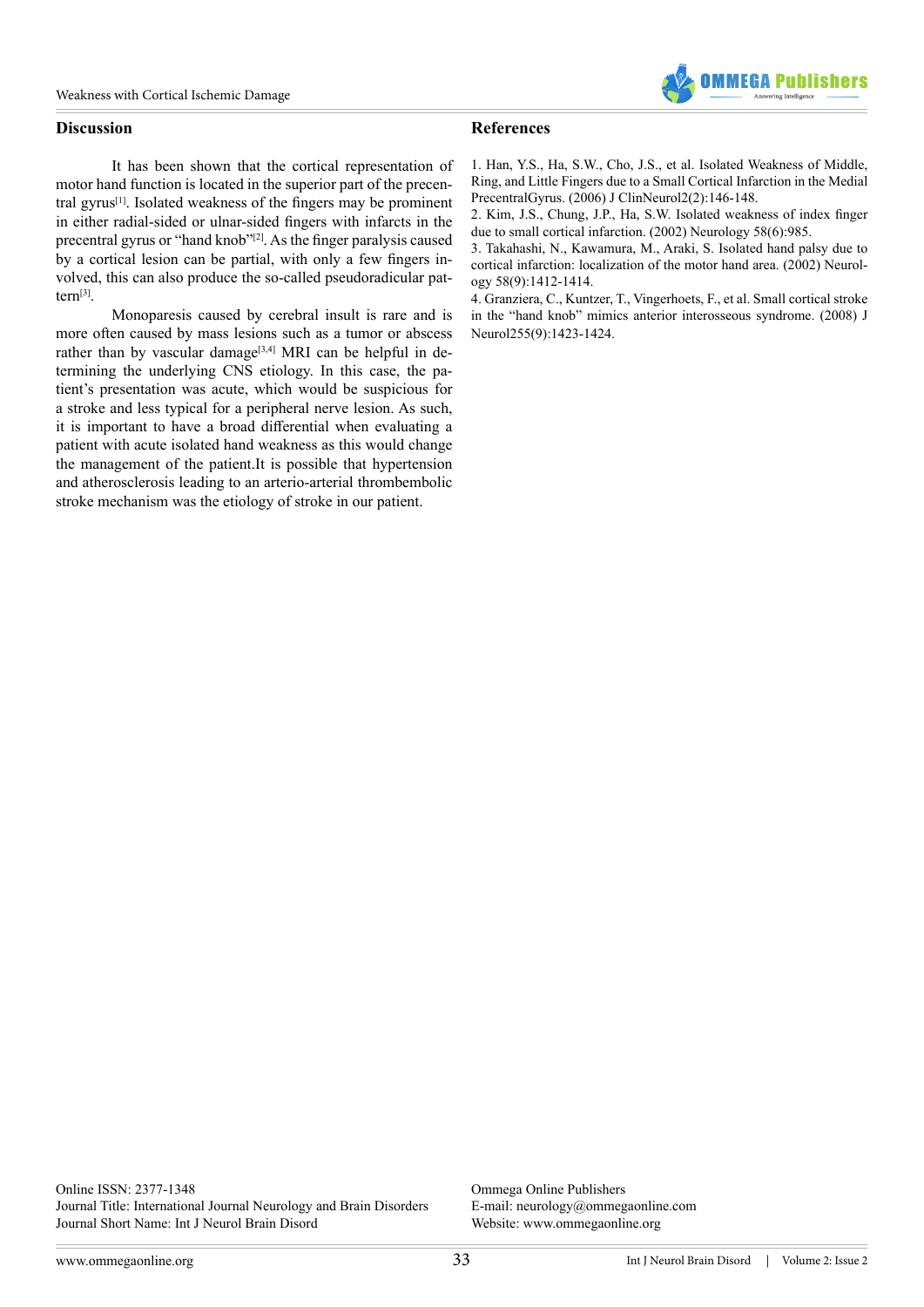## Discussion

It has been shown that the cortical representation of motor hand function is located in the superior part of the precentral gyrus[1]. Isolated weakness of the fingers may be prominent in either radial-sided or ulnar-sided fingers with infarcts in the precentral gyrus or "hand knob"[2]. As the finger paralysis caused by a cortical lesion can be partial, with only a few fingers involved, this can also produce the so-called pseudoradicular pattern[3].

Monoparesis caused by cerebral insult is rare and is more often caused by mass lesions such as a tumor or abscess rather than by vascular damage[3,4] MRI can be helpful in determining the underlying CNS etiology. In this case, the patient's presentation was acute, which would be suspicious for a stroke and less typical for a peripheral nerve lesion. As such, it is important to have a broad differential when evaluating a patient with acute isolated hand weakness as this would change the management of the patient.It is possible that hypertension and atherosclerosis leading to an arterio-arterial thrombembolic stroke mechanism was the etiology of stroke in our patient.

## References

1. Han, Y.S., Ha, S.W., Cho, J.S., et al. Isolated Weakness of Middle, Ring, and Little Fingers due to a Small Cortical Infarction in the Medial PrecentralGyrus. (2006) J ClinNeurol2(2):146-148.
2. Kim, J.S., Chung, J.P., Ha, S.W. Isolated weakness of index finger due to small cortical infarction. (2002) Neurology 58(6):985.
3. Takahashi, N., Kawamura, M., Araki, S. Isolated hand palsy due to cortical infarction: localization of the motor hand area. (2002) Neurology 58(9):1412-1414.
4. Granziera, C., Kuntzer, T., Vingerhoets, F., et al. Small cortical stroke in the "hand knob" mimics anterior interosseous syndrome. (2008) J Neurol255(9):1423-1424.

Online ISSN: 2377-1348
Journal Title: International Journal Neurology and Brain Disorders
Journal Short Name: Int J Neurol Brain Disord

Ommega Online Publishers
E-mail: neurology@ommegaonline.com
Website: www.ommegaonline.org